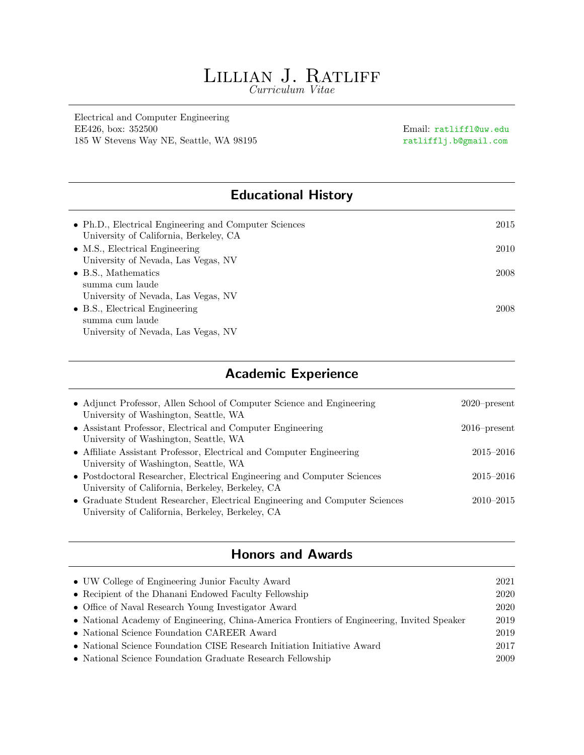# Lillian J. Ratliff

*Curriculum Vitae*

Electrical and Computer Engineering
EE426, box: 352500
185 W Stevens Way NE, Seattle, WA 98195

Email: ratliffl@uw.edu
ratlifflj.b@gmail.com

## Educational History

- Ph.D., Electrical Engineering and Computer Sciences — 2015
  University of California, Berkeley, CA
- M.S., Electrical Engineering — 2010
  University of Nevada, Las Vegas, NV
- B.S., Mathematics — 2008
  summa cum laude
  University of Nevada, Las Vegas, NV
- B.S., Electrical Engineering — 2008
  summa cum laude
  University of Nevada, Las Vegas, NV

## Academic Experience

- Adjunct Professor, Allen School of Computer Science and Engineering — 2020–present
  University of Washington, Seattle, WA
- Assistant Professor, Electrical and Computer Engineering — 2016–present
  University of Washington, Seattle, WA
- Affiliate Assistant Professor, Electrical and Computer Engineering — 2015–2016
  University of Washington, Seattle, WA
- Postdoctoral Researcher, Electrical Engineering and Computer Sciences — 2015–2016
  University of California, Berkeley, Berkeley, CA
- Graduate Student Researcher, Electrical Engineering and Computer Sciences — 2010–2015
  University of California, Berkeley, Berkeley, CA

## Honors and Awards

- UW College of Engineering Junior Faculty Award — 2021
- Recipient of the Dhanani Endowed Faculty Fellowship — 2020
- Office of Naval Research Young Investigator Award — 2020
- National Academy of Engineering, China-America Frontiers of Engineering, Invited Speaker — 2019
- National Science Foundation CAREER Award — 2019
- National Science Foundation CISE Research Initiation Initiative Award — 2017
- National Science Foundation Graduate Research Fellowship — 2009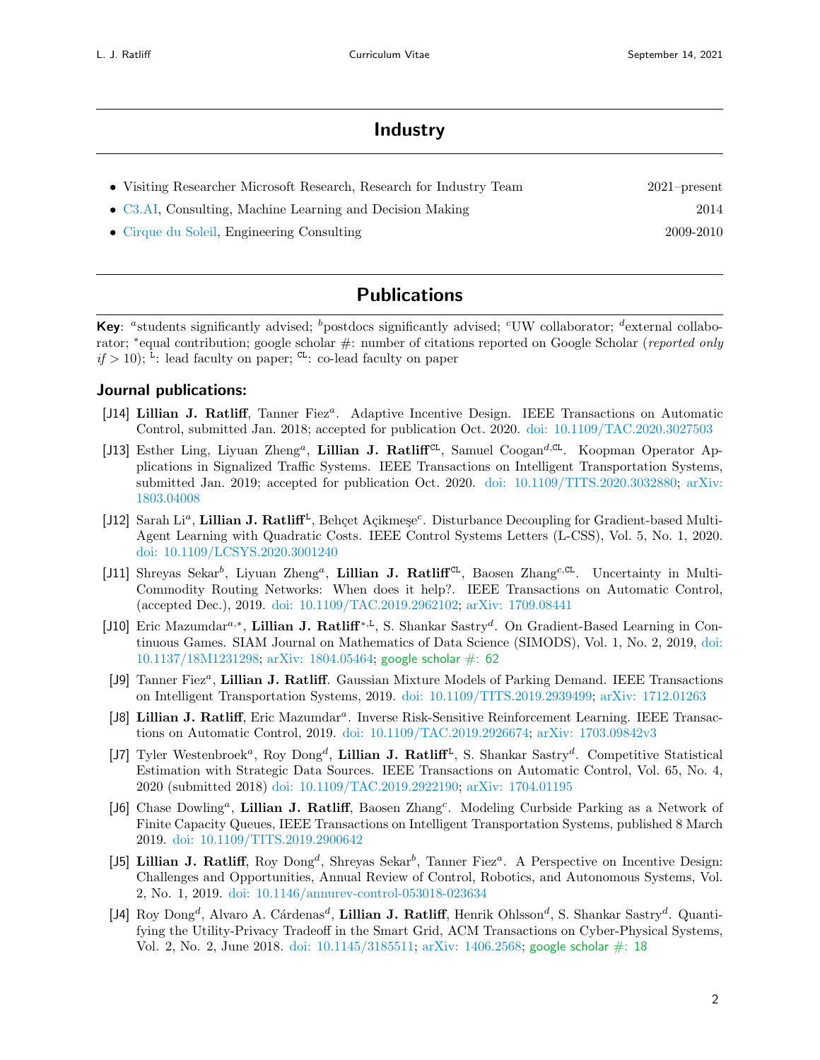## Industry

- Visiting Researcher Microsoft Research, Research for Industry Team — 2021–present
- C3.AI, Consulting, Machine Learning and Decision Making — 2014
- Cirque du Soleil, Engineering Consulting — 2009-2010

## Publications

**Key**: [a]students significantly advised; [b]postdocs significantly advised; [c]UW collaborator; [d]external collaborator; [*]equal contribution; google scholar #: number of citations reported on Google Scholar (*reported only if* $> 10$); [L]: lead faculty on paper; [CL]: co-lead faculty on paper

### Journal publications:

[J14] **Lillian J. Ratliff**, Tanner Fiez[a]. Adaptive Incentive Design. IEEE Transactions on Automatic Control, submitted Jan. 2018; accepted for publication Oct. 2020. doi: 10.1109/TAC.2020.3027503

[J13] Esther Ling, Liyuan Zheng[a], **Lillian J. Ratliff**[CL], Samuel Coogan[d,CL]. Koopman Operator Applications in Signalized Traffic Systems. IEEE Transactions on Intelligent Transportation Systems, submitted Jan. 2019; accepted for publication Oct. 2020. doi: 10.1109/TITS.2020.3032880; arXiv: 1803.04008

[J12] Sarah Li[a], **Lillian J. Ratliff**[L], Behçet Açikmeşe[c]. Disturbance Decoupling for Gradient-based Multi-Agent Learning with Quadratic Costs. IEEE Control Systems Letters (L-CSS), Vol. 5, No. 1, 2020. doi: 10.1109/LCSYS.2020.3001240

[J11] Shreyas Sekar[b], Liyuan Zheng[a], **Lillian J. Ratliff**[CL], Baosen Zhang[c,CL]. Uncertainty in Multi-Commodity Routing Networks: When does it help?. IEEE Transactions on Automatic Control, (accepted Dec.), 2019. doi: 10.1109/TAC.2019.2962102; arXiv: 1709.08441

[J10] Eric Mazumdar[a,*], **Lillian J. Ratliff**[*,L], S. Shankar Sastry[d]. On Gradient-Based Learning in Continuous Games. SIAM Journal on Mathematics of Data Science (SIMODS), Vol. 1, No. 2, 2019, doi: 10.1137/18M1231298; arXiv: 1804.05464; google scholar #: 62

[J9] Tanner Fiez[a], **Lillian J. Ratliff**. Gaussian Mixture Models of Parking Demand. IEEE Transactions on Intelligent Transportation Systems, 2019. doi: 10.1109/TITS.2019.2939499; arXiv: 1712.01263

[J8] **Lillian J. Ratliff**, Eric Mazumdar[a]. Inverse Risk-Sensitive Reinforcement Learning. IEEE Transactions on Automatic Control, 2019. doi: 10.1109/TAC.2019.2926674; arXiv: 1703.09842v3

[J7] Tyler Westenbroek[a], Roy Dong[d], **Lillian J. Ratliff**[L], S. Shankar Sastry[d]. Competitive Statistical Estimation with Strategic Data Sources. IEEE Transactions on Automatic Control, Vol. 65, No. 4, 2020 (submitted 2018) doi: 10.1109/TAC.2019.2922190; arXiv: 1704.01195

[J6] Chase Dowling[a], **Lillian J. Ratliff**, Baosen Zhang[c]. Modeling Curbside Parking as a Network of Finite Capacity Queues, IEEE Transactions on Intelligent Transportation Systems, published 8 March 2019. doi: 10.1109/TITS.2019.2900642

[J5] **Lillian J. Ratliff**, Roy Dong[d], Shreyas Sekar[b], Tanner Fiez[a]. A Perspective on Incentive Design: Challenges and Opportunities, Annual Review of Control, Robotics, and Autonomous Systems, Vol. 2, No. 1, 2019. doi: 10.1146/annurev-control-053018-023634

[J4] Roy Dong[d], Alvaro A. Cárdenas[d], **Lillian J. Ratliff**, Henrik Ohlsson[d], S. Shankar Sastry[d]. Quantifying the Utility-Privacy Tradeoff in the Smart Grid, ACM Transactions on Cyber-Physical Systems, Vol. 2, No. 2, June 2018. doi: 10.1145/3185511; arXiv: 1406.2568; google scholar #: 18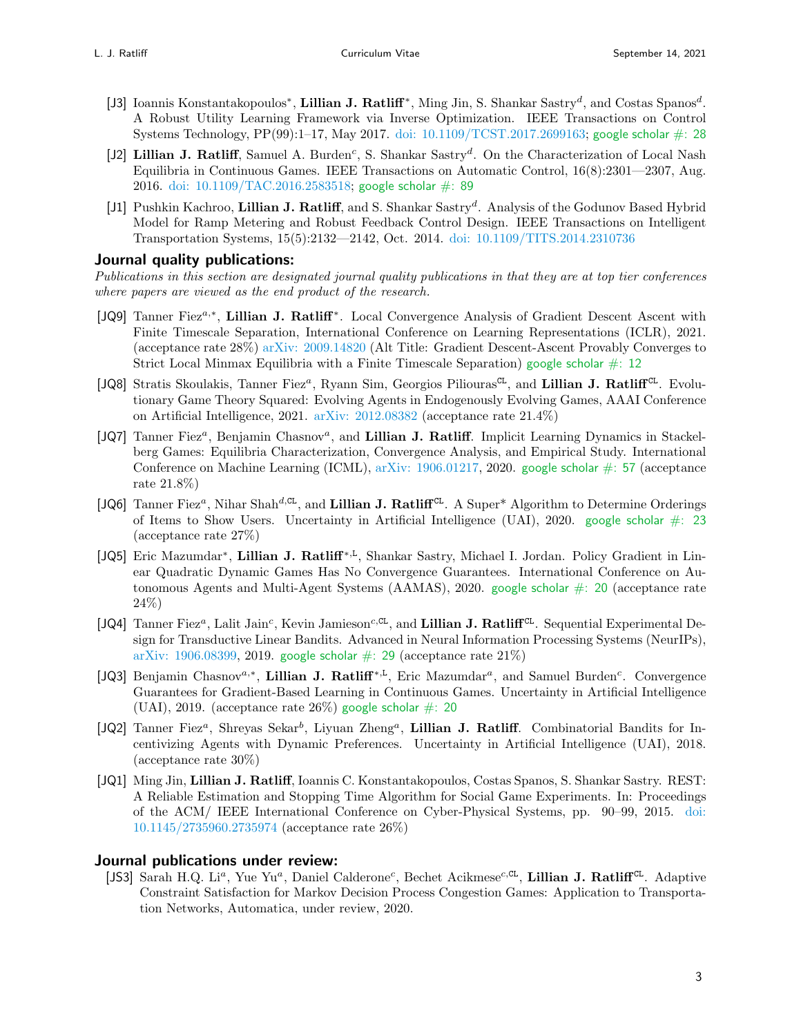[J3] Ioannis Konstantakopoulos*, **Lillian J. Ratliff***, Ming Jin, S. Shankar Sastry[d], and Costas Spanos[d]. A Robust Utility Learning Framework via Inverse Optimization. IEEE Transactions on Control Systems Technology, PP(99):1–17, May 2017. doi: 10.1109/TCST.2017.2699163; google scholar #: 28

[J2] **Lillian J. Ratliff**, Samuel A. Burden[c], S. Shankar Sastry[d]. On the Characterization of Local Nash Equilibria in Continuous Games. IEEE Transactions on Automatic Control, 16(8):2301—2307, Aug. 2016. doi: 10.1109/TAC.2016.2583518; google scholar #: 89

[J1] Pushkin Kachroo, **Lillian J. Ratliff**, and S. Shankar Sastry[d]. Analysis of the Godunov Based Hybrid Model for Ramp Metering and Robust Feedback Control Design. IEEE Transactions on Intelligent Transportation Systems, 15(5):2132—2142, Oct. 2014. doi: 10.1109/TITS.2014.2310736

## Journal quality publications:

*Publications in this section are designated journal quality publications in that they are at top tier conferences where papers are viewed as the end product of the research.*

[JQ9] Tanner Fiez[a,*], **Lillian J. Ratliff***. Local Convergence Analysis of Gradient Descent Ascent with Finite Timescale Separation, International Conference on Learning Representations (ICLR), 2021. (acceptance rate 28%) arXiv: 2009.14820 (Alt Title: Gradient Descent-Ascent Provably Converges to Strict Local Minmax Equilibria with a Finite Timescale Separation) google scholar #: 12

[JQ8] Stratis Skoulakis, Tanner Fiez[a], Ryann Sim, Georgios Piliouras[CL], and **Lillian J. Ratliff**[CL]. Evolutionary Game Theory Squared: Evolving Agents in Endogenously Evolving Games, AAAI Conference on Artificial Intelligence, 2021. arXiv: 2012.08382 (acceptance rate 21.4%)

[JQ7] Tanner Fiez[a], Benjamin Chasnov[a], and **Lillian J. Ratliff**. Implicit Learning Dynamics in Stackelberg Games: Equilibria Characterization, Convergence Analysis, and Empirical Study. International Conference on Machine Learning (ICML), arXiv: 1906.01217, 2020. google scholar #: 57 (acceptance rate 21.8%)

[JQ6] Tanner Fiez[a], Nihar Shah[d,CL], and **Lillian J. Ratliff**[CL]. A Super* Algorithm to Determine Orderings of Items to Show Users. Uncertainty in Artificial Intelligence (UAI), 2020. google scholar #: 23 (acceptance rate 27%)

[JQ5] Eric Mazumdar*, **Lillian J. Ratliff**[*,L], Shankar Sastry, Michael I. Jordan. Policy Gradient in Linear Quadratic Dynamic Games Has No Convergence Guarantees. International Conference on Autonomous Agents and Multi-Agent Systems (AAMAS), 2020. google scholar #: 20 (acceptance rate 24%)

[JQ4] Tanner Fiez[a], Lalit Jain[c], Kevin Jamieson[c,CL], and **Lillian J. Ratliff**[CL]. Sequential Experimental Design for Transductive Linear Bandits. Advanced in Neural Information Processing Systems (NeurIPs), arXiv: 1906.08399, 2019. google scholar #: 29 (acceptance rate 21%)

[JQ3] Benjamin Chasnov[a,*], **Lillian J. Ratliff**[*,L], Eric Mazumdar[a], and Samuel Burden[c]. Convergence Guarantees for Gradient-Based Learning in Continuous Games. Uncertainty in Artificial Intelligence (UAI), 2019. (acceptance rate 26%) google scholar #: 20

[JQ2] Tanner Fiez[a], Shreyas Sekar[b], Liyuan Zheng[a], **Lillian J. Ratliff**. Combinatorial Bandits for Incentivizing Agents with Dynamic Preferences. Uncertainty in Artificial Intelligence (UAI), 2018. (acceptance rate 30%)

[JQ1] Ming Jin, **Lillian J. Ratliff**, Ioannis C. Konstantakopoulos, Costas Spanos, S. Shankar Sastry. REST: A Reliable Estimation and Stopping Time Algorithm for Social Game Experiments. In: Proceedings of the ACM/ IEEE International Conference on Cyber-Physical Systems, pp. 90–99, 2015. doi: 10.1145/2735960.2735974 (acceptance rate 26%)

## Journal publications under review:

[JS3] Sarah H.Q. Li[a], Yue Yu[a], Daniel Calderone[c], Bechet Acikmese[c,CL], **Lillian J. Ratliff**[CL]. Adaptive Constraint Satisfaction for Markov Decision Process Congestion Games: Application to Transportation Networks, Automatica, under review, 2020.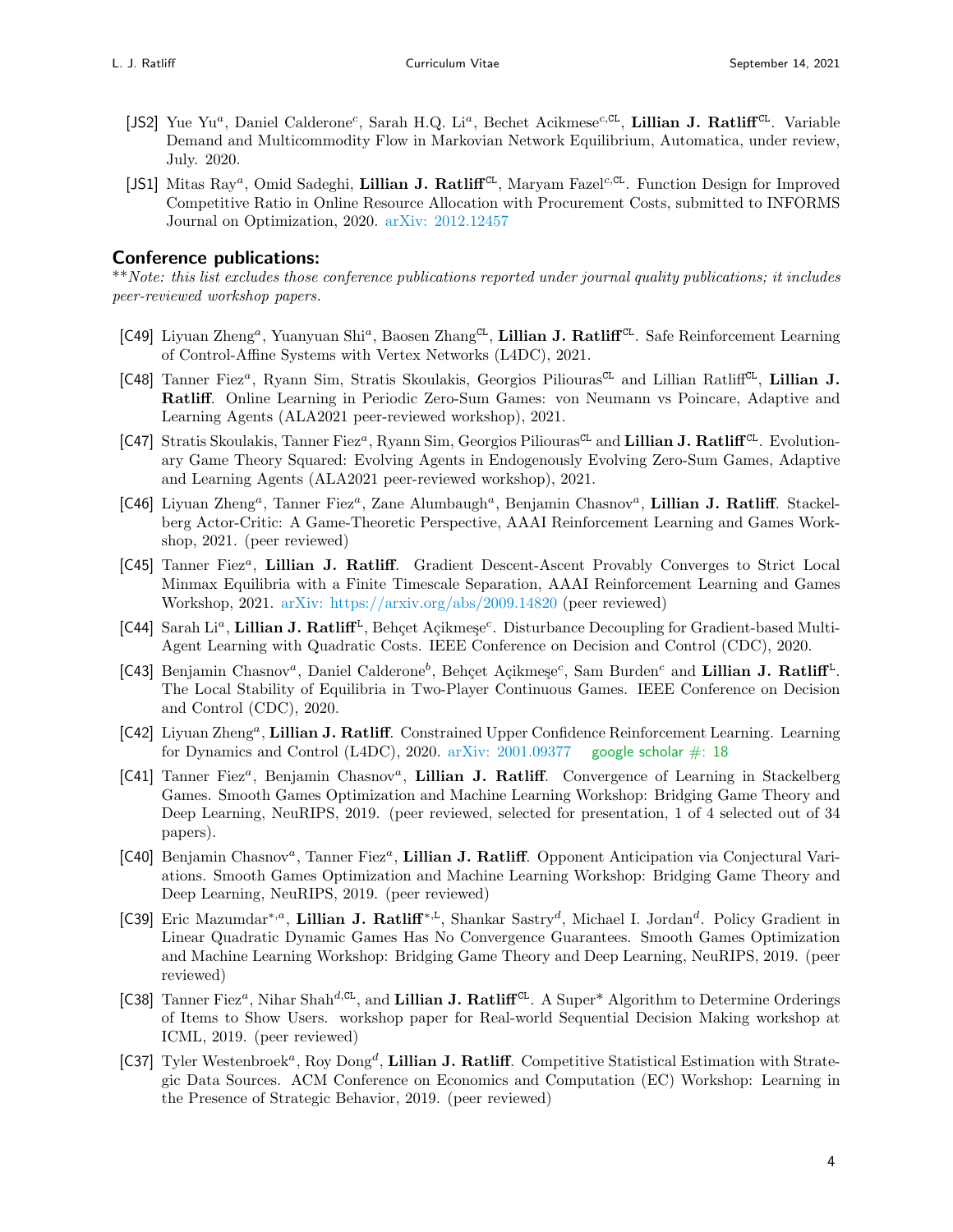[JS2] Yue Yu[a], Daniel Calderone[c], Sarah H.Q. Li[a], Bechet Acikmese[c,CL], **Lillian J. Ratliff**[CL]. Variable Demand and Multicommodity Flow in Markovian Network Equilibrium, Automatica, under review, July. 2020.

[JS1] Mitas Ray[a], Omid Sadeghi, **Lillian J. Ratliff**[CL], Maryam Fazel[c,CL]. Function Design for Improved Competitive Ratio in Online Resource Allocation with Procurement Costs, submitted to INFORMS Journal on Optimization, 2020. arXiv: 2012.12457

## Conference publications:

***Note: this list excludes those conference publications reported under journal quality publications; it includes peer-reviewed workshop papers.*

[C49] Liyuan Zheng[a], Yuanyuan Shi[a], Baosen Zhang[CL], **Lillian J. Ratliff**[CL]. Safe Reinforcement Learning of Control-Affine Systems with Vertex Networks (L4DC), 2021.

[C48] Tanner Fiez[a], Ryann Sim, Stratis Skoulakis, Georgios Piliouras[CL] and Lillian Ratliff[CL], **Lillian J. Ratliff**. Online Learning in Periodic Zero-Sum Games: von Neumann vs Poincare, Adaptive and Learning Agents (ALA2021 peer-reviewed workshop), 2021.

[C47] Stratis Skoulakis, Tanner Fiez[a], Ryann Sim, Georgios Piliouras[CL] and **Lillian J. Ratliff**[CL]. Evolutionary Game Theory Squared: Evolving Agents in Endogenously Evolving Zero-Sum Games, Adaptive and Learning Agents (ALA2021 peer-reviewed workshop), 2021.

[C46] Liyuan Zheng[a], Tanner Fiez[a], Zane Alumbaugh[a], Benjamin Chasnov[a], **Lillian J. Ratliff**. Stackelberg Actor-Critic: A Game-Theoretic Perspective, AAAI Reinforcement Learning and Games Workshop, 2021. (peer reviewed)

[C45] Tanner Fiez[a], **Lillian J. Ratliff**. Gradient Descent-Ascent Provably Converges to Strict Local Minmax Equilibria with a Finite Timescale Separation, AAAI Reinforcement Learning and Games Workshop, 2021. arXiv: https://arxiv.org/abs/2009.14820 (peer reviewed)

[C44] Sarah Li[a], **Lillian J. Ratliff**[L], Behçet Açikmeşe[c]. Disturbance Decoupling for Gradient-based Multi-Agent Learning with Quadratic Costs. IEEE Conference on Decision and Control (CDC), 2020.

[C43] Benjamin Chasnov[a], Daniel Calderone[b], Behçet Açikmeşe[c], Sam Burden[c] and **Lillian J. Ratliff**[L]. The Local Stability of Equilibria in Two-Player Continuous Games. IEEE Conference on Decision and Control (CDC), 2020.

[C42] Liyuan Zheng[a], **Lillian J. Ratliff**. Constrained Upper Confidence Reinforcement Learning. Learning for Dynamics and Control (L4DC), 2020. arXiv: 2001.09377 google scholar #: 18

[C41] Tanner Fiez[a], Benjamin Chasnov[a], **Lillian J. Ratliff**. Convergence of Learning in Stackelberg Games. Smooth Games Optimization and Machine Learning Workshop: Bridging Game Theory and Deep Learning, NeuRIPS, 2019. (peer reviewed, selected for presentation, 1 of 4 selected out of 34 papers).

[C40] Benjamin Chasnov[a], Tanner Fiez[a], **Lillian J. Ratliff**. Opponent Anticipation via Conjectural Variations. Smooth Games Optimization and Machine Learning Workshop: Bridging Game Theory and Deep Learning, NeuRIPS, 2019. (peer reviewed)

[C39] Eric Mazumdar[*,a], **Lillian J. Ratliff**[*,L], Shankar Sastry[d], Michael I. Jordan[d]. Policy Gradient in Linear Quadratic Dynamic Games Has No Convergence Guarantees. Smooth Games Optimization and Machine Learning Workshop: Bridging Game Theory and Deep Learning, NeuRIPS, 2019. (peer reviewed)

[C38] Tanner Fiez[a], Nihar Shah[d,CL], and **Lillian J. Ratliff**[CL]. A Super* Algorithm to Determine Orderings of Items to Show Users. workshop paper for Real-world Sequential Decision Making workshop at ICML, 2019. (peer reviewed)

[C37] Tyler Westenbroek[a], Roy Dong[d], **Lillian J. Ratliff**. Competitive Statistical Estimation with Strategic Data Sources. ACM Conference on Economics and Computation (EC) Workshop: Learning in the Presence of Strategic Behavior, 2019. (peer reviewed)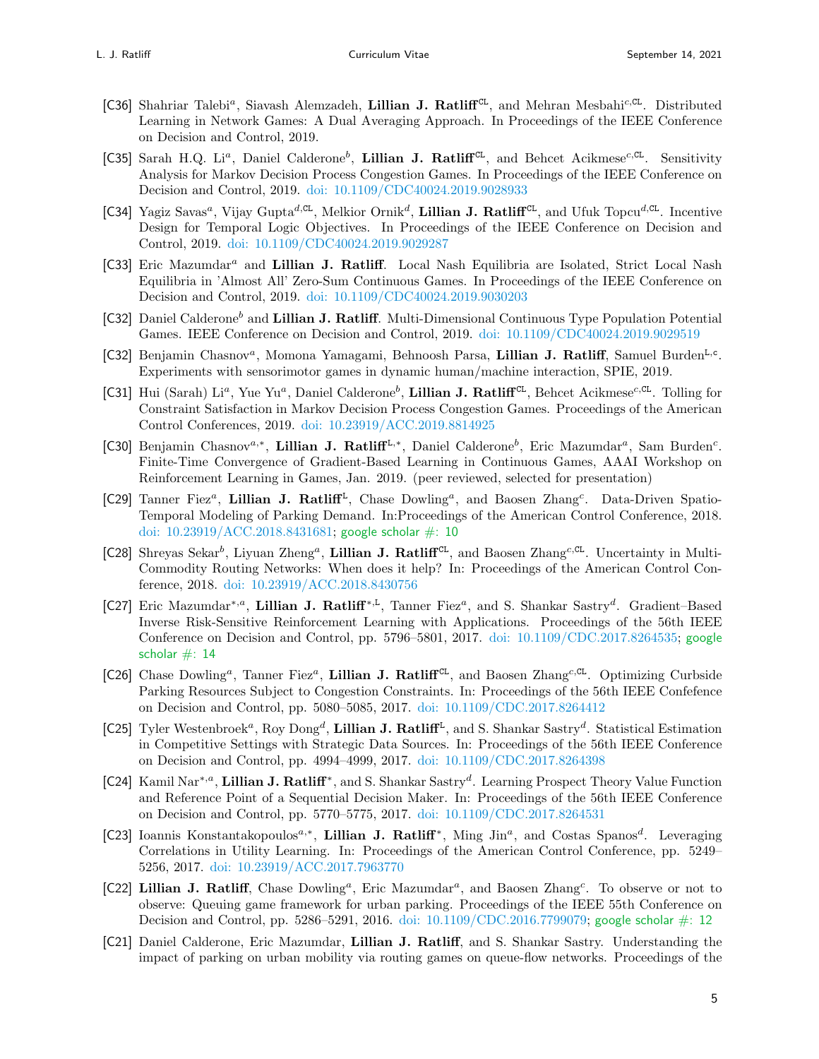- [C36] Shahriar Talebi[a], Siavash Alemzadeh, **Lillian J. Ratliff**[CL], and Mehran Mesbahi[c,CL]. Distributed Learning in Network Games: A Dual Averaging Approach. In Proceedings of the IEEE Conference on Decision and Control, 2019.
- [C35] Sarah H.Q. Li[a], Daniel Calderone[b], **Lillian J. Ratliff**[CL], and Behcet Acikmese[c,CL]. Sensitivity Analysis for Markov Decision Process Congestion Games. In Proceedings of the IEEE Conference on Decision and Control, 2019. doi: 10.1109/CDC40024.2019.9028933
- [C34] Yagiz Savas[a], Vijay Gupta[d,CL], Melkior Ornik[d], **Lillian J. Ratliff**[CL], and Ufuk Topcu[d,CL]. Incentive Design for Temporal Logic Objectives. In Proceedings of the IEEE Conference on Decision and Control, 2019. doi: 10.1109/CDC40024.2019.9029287
- [C33] Eric Mazumdar[a] and **Lillian J. Ratliff**. Local Nash Equilibria are Isolated, Strict Local Nash Equilibria in 'Almost All' Zero-Sum Continuous Games. In Proceedings of the IEEE Conference on Decision and Control, 2019. doi: 10.1109/CDC40024.2019.9030203
- [C32] Daniel Calderone[b] and **Lillian J. Ratliff**. Multi-Dimensional Continuous Type Population Potential Games. IEEE Conference on Decision and Control, 2019. doi: 10.1109/CDC40024.2019.9029519
- [C32] Benjamin Chasnov[a], Momona Yamagami, Behnoosh Parsa, **Lillian J. Ratliff**, Samuel Burden[L,c]. Experiments with sensorimotor games in dynamic human/machine interaction, SPIE, 2019.
- [C31] Hui (Sarah) Li[a], Yue Yu[a], Daniel Calderone[b], **Lillian J. Ratliff**[CL], Behcet Acikmese[c,CL]. Tolling for Constraint Satisfaction in Markov Decision Process Congestion Games. Proceedings of the American Control Conferences, 2019. doi: 10.23919/ACC.2019.8814925
- [C30] Benjamin Chasnov[a,*], **Lillian J. Ratliff**[L,*], Daniel Calderone[b], Eric Mazumdar[a], Sam Burden[c]. Finite-Time Convergence of Gradient-Based Learning in Continuous Games, AAAI Workshop on Reinforcement Learning in Games, Jan. 2019. (peer reviewed, selected for presentation)
- [C29] Tanner Fiez[a], **Lillian J. Ratliff**[L], Chase Dowling[a], and Baosen Zhang[c]. Data-Driven Spatio-Temporal Modeling of Parking Demand. In:Proceedings of the American Control Conference, 2018. doi: 10.23919/ACC.2018.8431681; google scholar #: 10
- [C28] Shreyas Sekar[b], Liyuan Zheng[a], **Lillian J. Ratliff**[CL], and Baosen Zhang[c,CL]. Uncertainty in Multi-Commodity Routing Networks: When does it help? In: Proceedings of the American Control Conference, 2018. doi: 10.23919/ACC.2018.8430756
- [C27] Eric Mazumdar[*,a], **Lillian J. Ratliff**[*,L], Tanner Fiez[a], and S. Shankar Sastry[d]. Gradient–Based Inverse Risk-Sensitive Reinforcement Learning with Applications. Proceedings of the 56th IEEE Conference on Decision and Control, pp. 5796–5801, 2017. doi: 10.1109/CDC.2017.8264535; google scholar #: 14
- [C26] Chase Dowling[a], Tanner Fiez[a], **Lillian J. Ratliff**[CL], and Baosen Zhang[c,CL]. Optimizing Curbside Parking Resources Subject to Congestion Constraints. In: Proceedings of the 56th IEEE Confefence on Decision and Control, pp. 5080–5085, 2017. doi: 10.1109/CDC.2017.8264412
- [C25] Tyler Westenbroek[a], Roy Dong[d], **Lillian J. Ratliff**[L], and S. Shankar Sastry[d]. Statistical Estimation in Competitive Settings with Strategic Data Sources. In: Proceedings of the 56th IEEE Conference on Decision and Control, pp. 4994–4999, 2017. doi: 10.1109/CDC.2017.8264398
- [C24] Kamil Nar[*,a], **Lillian J. Ratliff**[*], and S. Shankar Sastry[d]. Learning Prospect Theory Value Function and Reference Point of a Sequential Decision Maker. In: Proceedings of the 56th IEEE Conference on Decision and Control, pp. 5770–5775, 2017. doi: 10.1109/CDC.2017.8264531
- [C23] Ioannis Konstantakopoulos[a,*], **Lillian J. Ratliff**[*], Ming Jin[a], and Costas Spanos[d]. Leveraging Correlations in Utility Learning. In: Proceedings of the American Control Conference, pp. 5249–5256, 2017. doi: 10.23919/ACC.2017.7963770
- [C22] **Lillian J. Ratliff**, Chase Dowling[a], Eric Mazumdar[a], and Baosen Zhang[c]. To observe or not to observe: Queuing game framework for urban parking. Proceedings of the IEEE 55th Conference on Decision and Control, pp. 5286–5291, 2016. doi: 10.1109/CDC.2016.7799079; google scholar #: 12
- [C21] Daniel Calderone, Eric Mazumdar, **Lillian J. Ratliff**, and S. Shankar Sastry. Understanding the impact of parking on urban mobility via routing games on queue-flow networks. Proceedings of the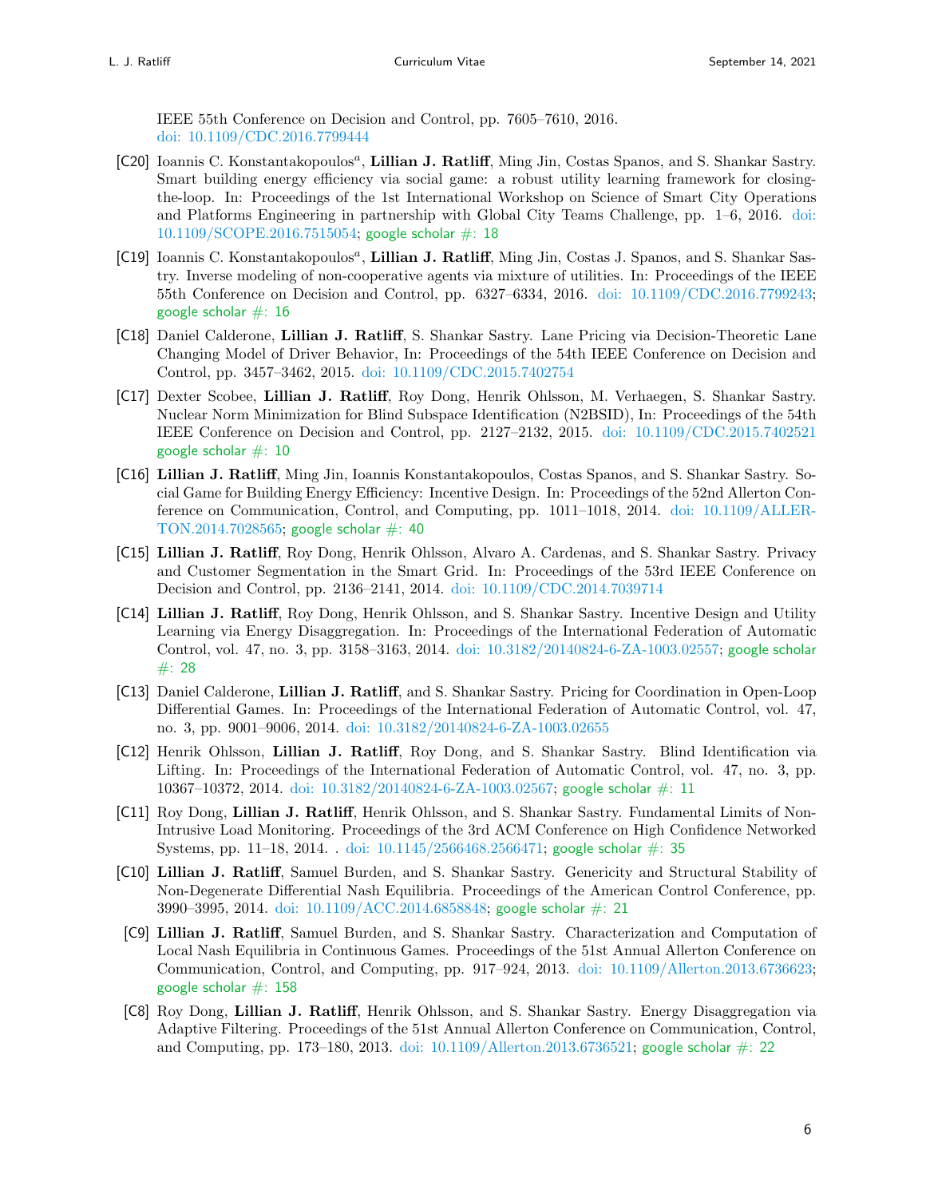IEEE 55th Conference on Decision and Control, pp. 7605–7610, 2016. doi: 10.1109/CDC.2016.7799444

- [C20] Ioannis C. Konstantakopoulos[a], **Lillian J. Ratliff**, Ming Jin, Costas Spanos, and S. Shankar Sastry. Smart building energy efficiency via social game: a robust utility learning framework for closing-the-loop. In: Proceedings of the 1st International Workshop on Science of Smart City Operations and Platforms Engineering in partnership with Global City Teams Challenge, pp. 1–6, 2016. doi: 10.1109/SCOPE.2016.7515054; google scholar #: 18
- [C19] Ioannis C. Konstantakopoulos[a], **Lillian J. Ratliff**, Ming Jin, Costas J. Spanos, and S. Shankar Sastry. Inverse modeling of non-cooperative agents via mixture of utilities. In: Proceedings of the IEEE 55th Conference on Decision and Control, pp. 6327–6334, 2016. doi: 10.1109/CDC.2016.7799243; google scholar #: 16
- [C18] Daniel Calderone, **Lillian J. Ratliff**, S. Shankar Sastry. Lane Pricing via Decision-Theoretic Lane Changing Model of Driver Behavior, In: Proceedings of the 54th IEEE Conference on Decision and Control, pp. 3457–3462, 2015. doi: 10.1109/CDC.2015.7402754
- [C17] Dexter Scobee, **Lillian J. Ratliff**, Roy Dong, Henrik Ohlsson, M. Verhaegen, S. Shankar Sastry. Nuclear Norm Minimization for Blind Subspace Identification (N2BSID), In: Proceedings of the 54th IEEE Conference on Decision and Control, pp. 2127–2132, 2015. doi: 10.1109/CDC.2015.7402521 google scholar #: 10
- [C16] **Lillian J. Ratliff**, Ming Jin, Ioannis Konstantakopoulos, Costas Spanos, and S. Shankar Sastry. Social Game for Building Energy Efficiency: Incentive Design. In: Proceedings of the 52nd Allerton Conference on Communication, Control, and Computing, pp. 1011–1018, 2014. doi: 10.1109/ALLERTON.2014.7028565; google scholar #: 40
- [C15] **Lillian J. Ratliff**, Roy Dong, Henrik Ohlsson, Alvaro A. Cardenas, and S. Shankar Sastry. Privacy and Customer Segmentation in the Smart Grid. In: Proceedings of the 53rd IEEE Conference on Decision and Control, pp. 2136–2141, 2014. doi: 10.1109/CDC.2014.7039714
- [C14] **Lillian J. Ratliff**, Roy Dong, Henrik Ohlsson, and S. Shankar Sastry. Incentive Design and Utility Learning via Energy Disaggregation. In: Proceedings of the International Federation of Automatic Control, vol. 47, no. 3, pp. 3158–3163, 2014. doi: 10.3182/20140824-6-ZA-1003.02557; google scholar #: 28
- [C13] Daniel Calderone, **Lillian J. Ratliff**, and S. Shankar Sastry. Pricing for Coordination in Open-Loop Differential Games. In: Proceedings of the International Federation of Automatic Control, vol. 47, no. 3, pp. 9001–9006, 2014. doi: 10.3182/20140824-6-ZA-1003.02655
- [C12] Henrik Ohlsson, **Lillian J. Ratliff**, Roy Dong, and S. Shankar Sastry. Blind Identification via Lifting. In: Proceedings of the International Federation of Automatic Control, vol. 47, no. 3, pp. 10367–10372, 2014. doi: 10.3182/20140824-6-ZA-1003.02567; google scholar #: 11
- [C11] Roy Dong, **Lillian J. Ratliff**, Henrik Ohlsson, and S. Shankar Sastry. Fundamental Limits of Non-Intrusive Load Monitoring. Proceedings of the 3rd ACM Conference on High Confidence Networked Systems, pp. 11–18, 2014. . doi: 10.1145/2566468.2566471; google scholar #: 35
- [C10] **Lillian J. Ratliff**, Samuel Burden, and S. Shankar Sastry. Genericity and Structural Stability of Non-Degenerate Differential Nash Equilibria. Proceedings of the American Control Conference, pp. 3990–3995, 2014. doi: 10.1109/ACC.2014.6858848; google scholar #: 21
- [C9] **Lillian J. Ratliff**, Samuel Burden, and S. Shankar Sastry. Characterization and Computation of Local Nash Equilibria in Continuous Games. Proceedings of the 51st Annual Allerton Conference on Communication, Control, and Computing, pp. 917–924, 2013. doi: 10.1109/Allerton.2013.6736623; google scholar #: 158
- [C8] Roy Dong, **Lillian J. Ratliff**, Henrik Ohlsson, and S. Shankar Sastry. Energy Disaggregation via Adaptive Filtering. Proceedings of the 51st Annual Allerton Conference on Communication, Control, and Computing, pp. 173–180, 2013. doi: 10.1109/Allerton.2013.6736521; google scholar #: 22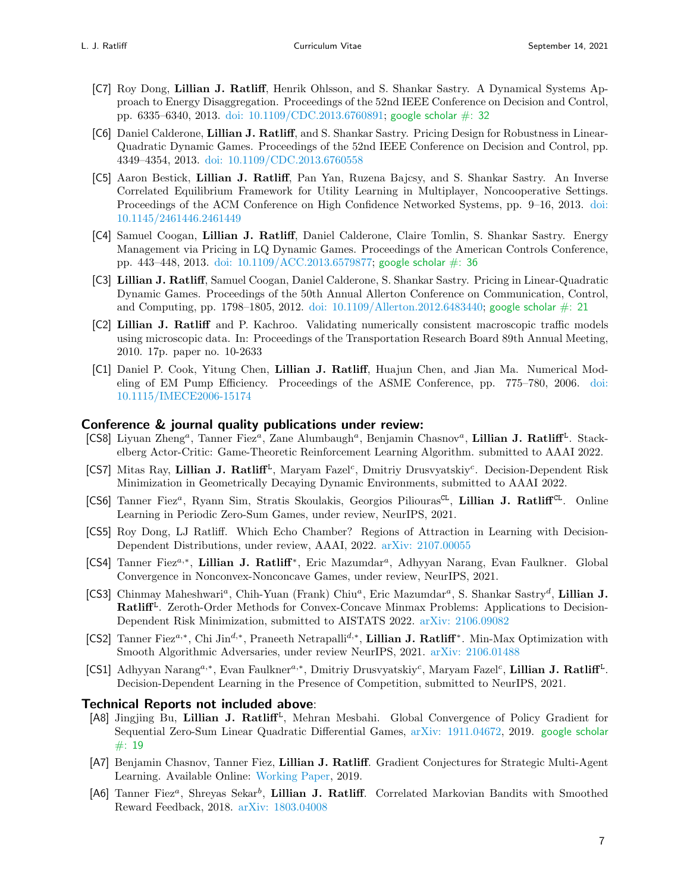[C7] Roy Dong, **Lillian J. Ratliff**, Henrik Ohlsson, and S. Shankar Sastry. A Dynamical Systems Approach to Energy Disaggregation. Proceedings of the 52nd IEEE Conference on Decision and Control, pp. 6335–6340, 2013. doi: 10.1109/CDC.2013.6760891; google scholar #: 32

[C6] Daniel Calderone, **Lillian J. Ratliff**, and S. Shankar Sastry. Pricing Design for Robustness in Linear-Quadratic Dynamic Games. Proceedings of the 52nd IEEE Conference on Decision and Control, pp. 4349–4354, 2013. doi: 10.1109/CDC.2013.6760558

[C5] Aaron Bestick, **Lillian J. Ratliff**, Pan Yan, Ruzena Bajcsy, and S. Shankar Sastry. An Inverse Correlated Equilibrium Framework for Utility Learning in Multiplayer, Noncooperative Settings. Proceedings of the ACM Conference on High Confidence Networked Systems, pp. 9–16, 2013. doi: 10.1145/2461446.2461449

[C4] Samuel Coogan, **Lillian J. Ratliff**, Daniel Calderone, Claire Tomlin, S. Shankar Sastry. Energy Management via Pricing in LQ Dynamic Games. Proceedings of the American Controls Conference, pp. 443–448, 2013. doi: 10.1109/ACC.2013.6579877; google scholar #: 36

[C3] **Lillian J. Ratliff**, Samuel Coogan, Daniel Calderone, S. Shankar Sastry. Pricing in Linear-Quadratic Dynamic Games. Proceedings of the 50th Annual Allerton Conference on Communication, Control, and Computing, pp. 1798–1805, 2012. doi: 10.1109/Allerton.2012.6483440; google scholar #: 21

[C2] **Lillian J. Ratliff** and P. Kachroo. Validating numerically consistent macroscopic traffic models using microscopic data. In: Proceedings of the Transportation Research Board 89th Annual Meeting, 2010. 17p. paper no. 10-2633

[C1] Daniel P. Cook, Yitung Chen, **Lillian J. Ratliff**, Huajun Chen, and Jian Ma. Numerical Modeling of EM Pump Efficiency. Proceedings of the ASME Conference, pp. 775–780, 2006. doi: 10.1115/IMECE2006-15174

## Conference & journal quality publications under review:

[CS8] Liyuan Zheng[a], Tanner Fiez[a], Zane Alumbaugh[a], Benjamin Chasnov[a], **Lillian J. Ratliff**[L]. Stackelberg Actor-Critic: Game-Theoretic Reinforcement Learning Algorithm. submitted to AAAI 2022.

[CS7] Mitas Ray, **Lillian J. Ratliff**[L], Maryam Fazel[c], Dmitriy Drusvyatskiy[c]. Decision-Dependent Risk Minimization in Geometrically Decaying Dynamic Environments, submitted to AAAI 2022.

[CS6] Tanner Fiez[a], Ryann Sim, Stratis Skoulakis, Georgios Piliouras[CL], **Lillian J. Ratliff**[CL]. Online Learning in Periodic Zero-Sum Games, under review, NeurIPS, 2021.

[CS5] Roy Dong, LJ Ratlifff. Which Echo Chamber? Regions of Attraction in Learning with Decision-Dependent Distributions, under review, AAAI, 2022. arXiv: 2107.00055

[CS4] Tanner Fiez[a,*], **Lillian J. Ratliff**[*], Eric Mazumdar[a], Adhyyan Narang, Evan Faulkner. Global Convergence in Nonconvex-Nonconcave Games, under review, NeurIPS, 2021.

[CS3] Chinmay Maheshwari[a], Chih-Yuan (Frank) Chiu[a], Eric Mazumdar[a], S. Shankar Sastry[d], **Lillian J. Ratliff**[L]. Zeroth-Order Methods for Convex-Concave Minmax Problems: Applications to Decision-Dependent Risk Minimization, submitted to AISTATS 2022. arXiv: 2106.09082

[CS2] Tanner Fiez[a,*], Chi Jin[d,*], Praneeth Netrapalli[d,*], **Lillian J. Ratliff**[*]. Min-Max Optimization with Smooth Algorithmic Adversaries, under review NeurIPS, 2021. arXiv: 2106.01488

[CS1] Adhyyan Narang[a,*], Evan Faulkner[a,*], Dmitriy Drusvyatskiy[c], Maryam Fazel[c], **Lillian J. Ratliff**[L]. Decision-Dependent Learning in the Presence of Competition, submitted to NeurIPS, 2021.

## Technical Reports not included above:

[A8] Jingjing Bu, **Lillian J. Ratliff**[L], Mehran Mesbahi. Global Convergence of Policy Gradient for Sequential Zero-Sum Linear Quadratic Differential Games, arXiv: 1911.04672, 2019. google scholar #: 19

[A7] Benjamin Chasnov, Tanner Fiez, **Lillian J. Ratliff**. Gradient Conjectures for Strategic Multi-Agent Learning. Available Online: Working Paper, 2019.

[A6] Tanner Fiez[a], Shreyas Sekar[b], **Lillian J. Ratliff**. Correlated Markovian Bandits with Smoothed Reward Feedback, 2018. arXiv: 1803.04008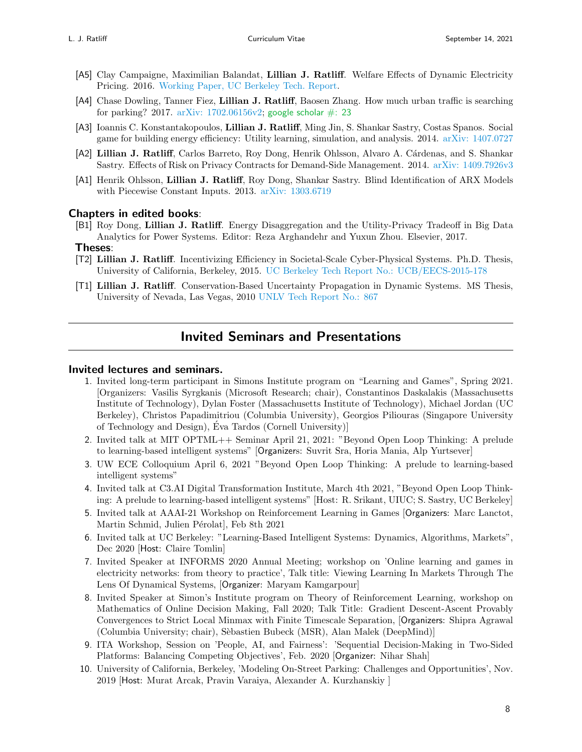- [A5] Clay Campaigne, Maximilian Balandat, **Lillian J. Ratliff**. Welfare Effects of Dynamic Electricity Pricing. 2016. Working Paper, UC Berkeley Tech. Report.
- [A4] Chase Dowling, Tanner Fiez, **Lillian J. Ratliff**, Baosen Zhang. How much urban traffic is searching for parking? 2017. arXiv: 1702.06156v2; google scholar #: 23
- [A3] Ioannis C. Konstantakopoulos, **Lillian J. Ratliff**, Ming Jin, S. Shankar Sastry, Costas Spanos. Social game for building energy efficiency: Utility learning, simulation, and analysis. 2014. arXiv: 1407.0727
- [A2] **Lillian J. Ratliff**, Carlos Barreto, Roy Dong, Henrik Ohlsson, Alvaro A. Cárdenas, and S. Shankar Sastry. Effects of Risk on Privacy Contracts for Demand-Side Management. 2014. arXiv: 1409.7926v3
- [A1] Henrik Ohlsson, **Lillian J. Ratliff**, Roy Dong, Shankar Sastry. Blind Identification of ARX Models with Piecewise Constant Inputs. 2013. arXiv: 1303.6719

### Chapters in edited books:

- [B1] Roy Dong, **Lillian J. Ratliff**. Energy Disaggregation and the Utility-Privacy Tradeoff in Big Data Analytics for Power Systems. Editor: Reza Arghandehr and Yuxun Zhou. Elsevier, 2017.

### Theses:

- [T2] **Lillian J. Ratliff**. Incentivizing Efficiency in Societal-Scale Cyber-Physical Systems. Ph.D. Thesis, University of California, Berkeley, 2015. UC Berkeley Tech Report No.: UCB/EECS-2015-178
- [T1] **Lillian J. Ratliff**. Conservation-Based Uncertainty Propagation in Dynamic Systems. MS Thesis, University of Nevada, Las Vegas, 2010 UNLV Tech Report No.: 867

## Invited Seminars and Presentations

### Invited lectures and seminars.

1. Invited long-term participant in Simons Institute program on "Learning and Games", Spring 2021. [Organizers: Vasilis Syrgkanis (Microsoft Research; chair), Constantinos Daskalakis (Massachusetts Institute of Technology), Dylan Foster (Massachusetts Institute of Technology), Michael Jordan (UC Berkeley), Christos Papadimitriou (Columbia University), Georgios Piliouras (Singapore University of Technology and Design), Éva Tardos (Cornell University)]
2. Invited talk at MIT OPTML++ Seminar April 21, 2021: "Beyond Open Loop Thinking: A prelude to learning-based intelligent systems" [Organizers: Suvrit Sra, Horia Mania, Alp Yurtsever]
3. UW ECE Colloquium April 6, 2021 "Beyond Open Loop Thinking: A prelude to learning-based intelligent systems"
4. Invited talk at C3.AI Digital Transformation Institute, March 4th 2021, "Beyond Open Loop Thinking: A prelude to learning-based intelligent systems" [Host: R. Srikant, UIUC; S. Sastry, UC Berkeley]
5. Invited talk at AAAI-21 Workshop on Reinforcement Learning in Games [Organizers: Marc Lanctot, Martin Schmid, Julien Pérolat], Feb 8th 2021
6. Invited talk at UC Berkeley: "Learning-Based Intelligent Systems: Dynamics, Algorithms, Markets", Dec 2020 [Host: Claire Tomlin]
7. Invited Speaker at INFORMS 2020 Annual Meeting; workshop on 'Online learning and games in electricity networks: from theory to practice', Talk title: Viewing Learning In Markets Through The Lens Of Dynamical Systems, [Organizer: Maryam Kamgarpour]
8. Invited Speaker at Simon's Institute program on Theory of Reinforcement Learning, workshop on Mathematics of Online Decision Making, Fall 2020; Talk Title: Gradient Descent-Ascent Provably Convergences to Strict Local Minmax with Finite Timescale Separation, [Organizers: Shipra Agrawal (Columbia University; chair), Sèbastien Bubeck (MSR), Alan Malek (DeepMind)]
9. ITA Workshop, Session on 'People, AI, and Fairness': 'Sequential Decision-Making in Two-Sided Platforms: Balancing Competing Objectives', Feb. 2020 [Organizer: Nihar Shah]
10. University of California, Berkeley, 'Modeling On-Street Parking: Challenges and Opportunities', Nov. 2019 [Host: Murat Arcak, Pravin Varaiya, Alexander A. Kurzhanskiy ]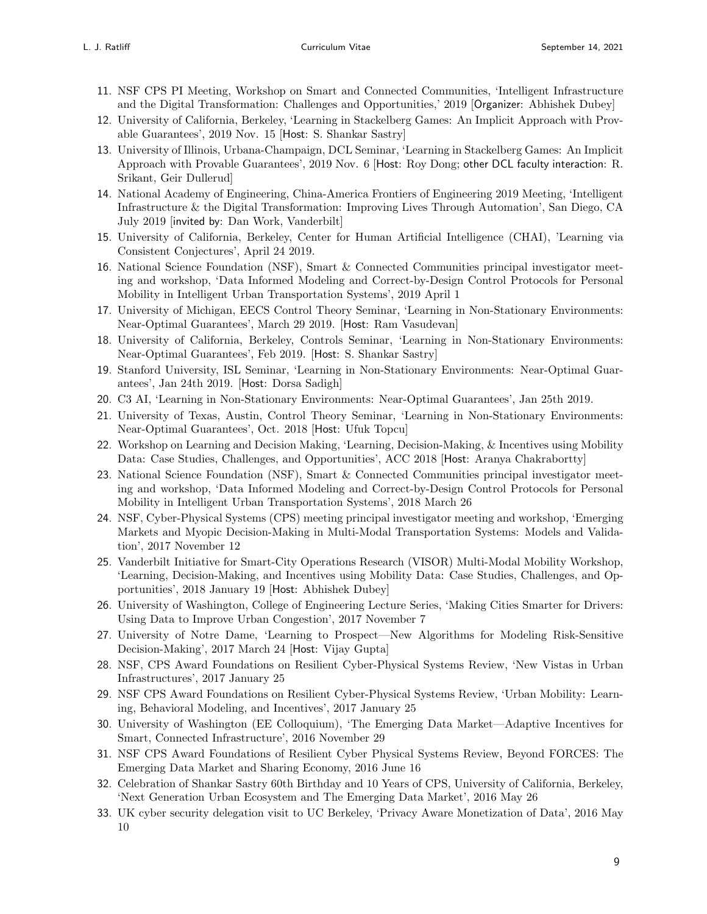11. NSF CPS PI Meeting, Workshop on Smart and Connected Communities, 'Intelligent Infrastructure and the Digital Transformation: Challenges and Opportunities,' 2019 [Organizer: Abhishek Dubey]
12. University of California, Berkeley, 'Learning in Stackelberg Games: An Implicit Approach with Provable Guarantees', 2019 Nov. 15 [Host: S. Shankar Sastry]
13. University of Illinois, Urbana-Champaign, DCL Seminar, 'Learning in Stackelberg Games: An Implicit Approach with Provable Guarantees', 2019 Nov. 6 [Host: Roy Dong; other DCL faculty interaction: R. Srikant, Geir Dullerud]
14. National Academy of Engineering, China-America Frontiers of Engineering 2019 Meeting, 'Intelligent Infrastructure & the Digital Transformation: Improving Lives Through Automation', San Diego, CA July 2019 [invited by: Dan Work, Vanderbilt]
15. University of California, Berkeley, Center for Human Artificial Intelligence (CHAI), 'Learning via Consistent Conjectures', April 24 2019.
16. National Science Foundation (NSF), Smart & Connected Communities principal investigator meeting and workshop, 'Data Informed Modeling and Correct-by-Design Control Protocols for Personal Mobility in Intelligent Urban Transportation Systems', 2019 April 1
17. University of Michigan, EECS Control Theory Seminar, 'Learning in Non-Stationary Environments: Near-Optimal Guarantees', March 29 2019. [Host: Ram Vasudevan]
18. University of California, Berkeley, Controls Seminar, 'Learning in Non-Stationary Environments: Near-Optimal Guarantees', Feb 2019. [Host: S. Shankar Sastry]
19. Stanford University, ISL Seminar, 'Learning in Non-Stationary Environments: Near-Optimal Guarantees', Jan 24th 2019. [Host: Dorsa Sadigh]
20. C3 AI, 'Learning in Non-Stationary Environments: Near-Optimal Guarantees', Jan 25th 2019.
21. University of Texas, Austin, Control Theory Seminar, 'Learning in Non-Stationary Environments: Near-Optimal Guarantees', Oct. 2018 [Host: Ufuk Topcu]
22. Workshop on Learning and Decision Making, 'Learning, Decision-Making, & Incentives using Mobility Data: Case Studies, Challenges, and Opportunities', ACC 2018 [Host: Aranya Chakrabortty]
23. National Science Foundation (NSF), Smart & Connected Communities principal investigator meeting and workshop, 'Data Informed Modeling and Correct-by-Design Control Protocols for Personal Mobility in Intelligent Urban Transportation Systems', 2018 March 26
24. NSF, Cyber-Physical Systems (CPS) meeting principal investigator meeting and workshop, 'Emerging Markets and Myopic Decision-Making in Multi-Modal Transportation Systems: Models and Validation', 2017 November 12
25. Vanderbilt Initiative for Smart-City Operations Research (VISOR) Multi-Modal Mobility Workshop, 'Learning, Decision-Making, and Incentives using Mobility Data: Case Studies, Challenges, and Opportunities', 2018 January 19 [Host: Abhishek Dubey]
26. University of Washington, College of Engineering Lecture Series, 'Making Cities Smarter for Drivers: Using Data to Improve Urban Congestion', 2017 November 7
27. University of Notre Dame, 'Learning to Prospect—New Algorithms for Modeling Risk-Sensitive Decision-Making', 2017 March 24 [Host: Vijay Gupta]
28. NSF, CPS Award Foundations on Resilient Cyber-Physical Systems Review, 'New Vistas in Urban Infrastructures', 2017 January 25
29. NSF CPS Award Foundations on Resilient Cyber-Physical Systems Review, 'Urban Mobility: Learning, Behavioral Modeling, and Incentives', 2017 January 25
30. University of Washington (EE Colloquium), 'The Emerging Data Market—Adaptive Incentives for Smart, Connected Infrastructure', 2016 November 29
31. NSF CPS Award Foundations of Resilient Cyber Physical Systems Review, Beyond FORCES: The Emerging Data Market and Sharing Economy, 2016 June 16
32. Celebration of Shankar Sastry 60th Birthday and 10 Years of CPS, University of California, Berkeley, 'Next Generation Urban Ecosystem and The Emerging Data Market', 2016 May 26
33. UK cyber security delegation visit to UC Berkeley, 'Privacy Aware Monetization of Data', 2016 May 10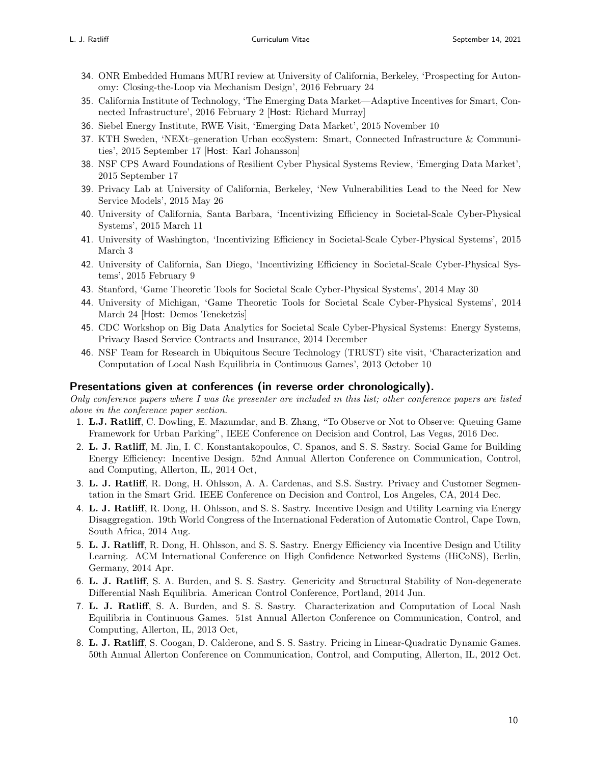34. ONR Embedded Humans MURI review at University of California, Berkeley, 'Prospecting for Autonomy: Closing-the-Loop via Mechanism Design', 2016 February 24
35. California Institute of Technology, 'The Emerging Data Market—Adaptive Incentives for Smart, Connected Infrastructure', 2016 February 2 [Host: Richard Murray]
36. Siebel Energy Institute, RWE Visit, 'Emerging Data Market', 2015 November 10
37. KTH Sweden, 'NEXt–generation Urban ecoSystem: Smart, Connected Infrastructure & Communities', 2015 September 17 [Host: Karl Johansson]
38. NSF CPS Award Foundations of Resilient Cyber Physical Systems Review, 'Emerging Data Market', 2015 September 17
39. Privacy Lab at University of California, Berkeley, 'New Vulnerabilities Lead to the Need for New Service Models', 2015 May 26
40. University of California, Santa Barbara, 'Incentivizing Efficiency in Societal-Scale Cyber-Physical Systems', 2015 March 11
41. University of Washington, 'Incentivizing Efficiency in Societal-Scale Cyber-Physical Systems', 2015 March 3
42. University of California, San Diego, 'Incentivizing Efficiency in Societal-Scale Cyber-Physical Systems', 2015 February 9
43. Stanford, 'Game Theoretic Tools for Societal Scale Cyber-Physical Systems', 2014 May 30
44. University of Michigan, 'Game Theoretic Tools for Societal Scale Cyber-Physical Systems', 2014 March 24 [Host: Demos Teneketzis]
45. CDC Workshop on Big Data Analytics for Societal Scale Cyber-Physical Systems: Energy Systems, Privacy Based Service Contracts and Insurance, 2014 December
46. NSF Team for Research in Ubiquitous Secure Technology (TRUST) site visit, 'Characterization and Computation of Local Nash Equilibria in Continuous Games', 2013 October 10

## Presentations given at conferences (in reverse order chronologically).

*Only conference papers where I was the presenter are included in this list; other conference papers are listed above in the conference paper section.*

1. **L.J. Ratliff**, C. Dowling, E. Mazumdar, and B. Zhang, "To Observe or Not to Observe: Queuing Game Framework for Urban Parking", IEEE Conference on Decision and Control, Las Vegas, 2016 Dec.
2. **L. J. Ratliff**, M. Jin, I. C. Konstantakopoulos, C. Spanos, and S. S. Sastry. Social Game for Building Energy Efficiency: Incentive Design. 52nd Annual Allerton Conference on Communication, Control, and Computing, Allerton, IL, 2014 Oct,
3. **L. J. Ratliff**, R. Dong, H. Ohlsson, A. A. Cardenas, and S.S. Sastry. Privacy and Customer Segmentation in the Smart Grid. IEEE Conference on Decision and Control, Los Angeles, CA, 2014 Dec.
4. **L. J. Ratliff**, R. Dong, H. Ohlsson, and S. S. Sastry. Incentive Design and Utility Learning via Energy Disaggregation. 19th World Congress of the International Federation of Automatic Control, Cape Town, South Africa, 2014 Aug.
5. **L. J. Ratliff**, R. Dong, H. Ohlsson, and S. S. Sastry. Energy Efficiency via Incentive Design and Utility Learning. ACM International Conference on High Confidence Networked Systems (HiCoNS), Berlin, Germany, 2014 Apr.
6. **L. J. Ratliff**, S. A. Burden, and S. S. Sastry. Genericity and Structural Stability of Non-degenerate Differential Nash Equilibria. American Control Conference, Portland, 2014 Jun.
7. **L. J. Ratliff**, S. A. Burden, and S. S. Sastry. Characterization and Computation of Local Nash Equilibria in Continuous Games. 51st Annual Allerton Conference on Communication, Control, and Computing, Allerton, IL, 2013 Oct,
8. **L. J. Ratliff**, S. Coogan, D. Calderone, and S. S. Sastry. Pricing in Linear-Quadratic Dynamic Games. 50th Annual Allerton Conference on Communication, Control, and Computing, Allerton, IL, 2012 Oct.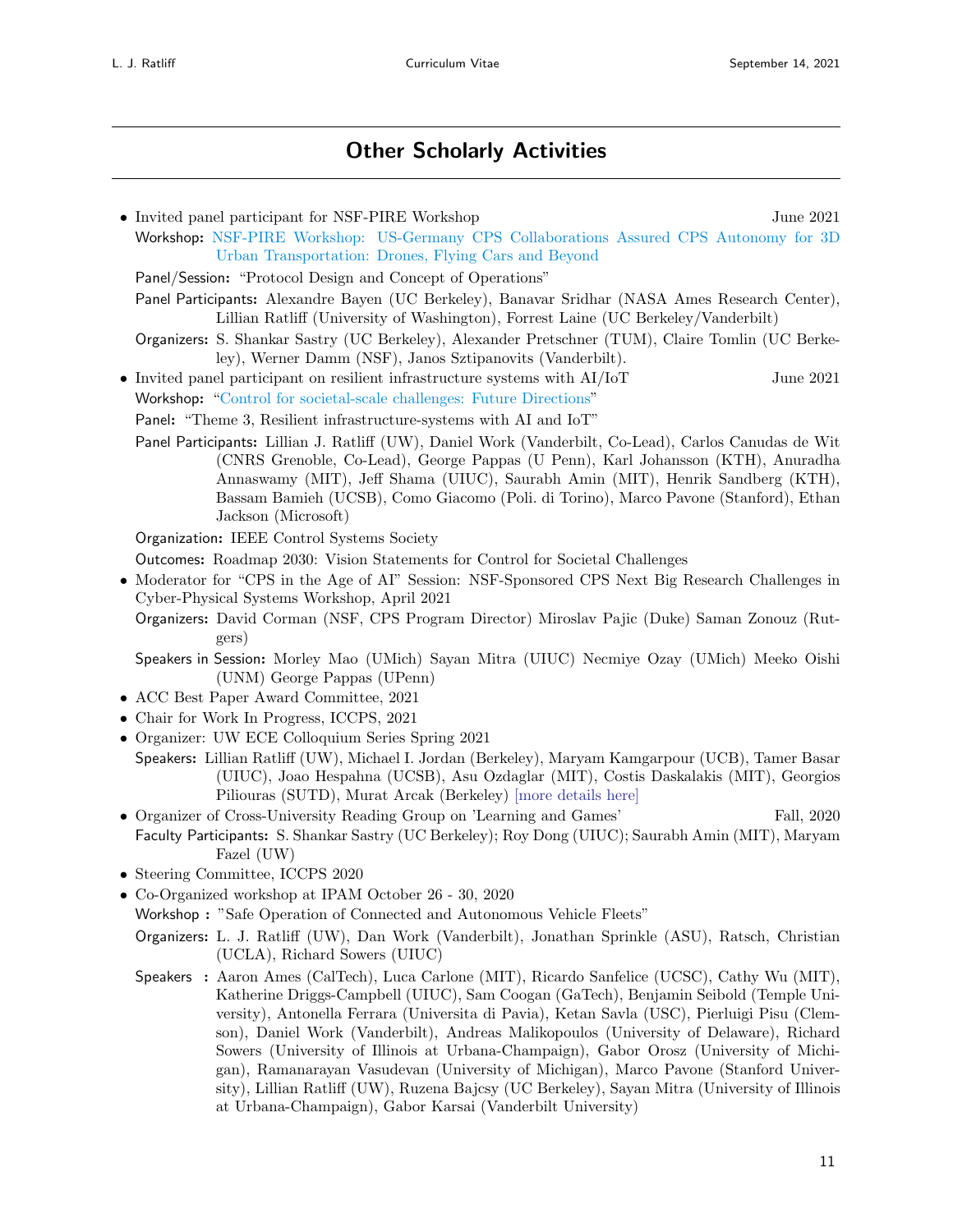# Other Scholarly Activities

- Invited panel participant for NSF-PIRE Workshop — June 2021

  **Workshop:** NSF-PIRE Workshop: US-Germany CPS Collaborations Assured CPS Autonomy for 3D Urban Transportation: Drones, Flying Cars and Beyond

  **Panel/Session:** "Protocol Design and Concept of Operations"

  **Panel Participants:** Alexandre Bayen (UC Berkeley), Banavar Sridhar (NASA Ames Research Center), Lillian Ratliff (University of Washington), Forrest Laine (UC Berkeley/Vanderbilt)

  **Organizers:** S. Shankar Sastry (UC Berkeley), Alexander Pretschner (TUM), Claire Tomlin (UC Berkeley), Werner Damm (NSF), Janos Sztipanovits (Vanderbilt).

- Invited panel participant on resilient infrastructure systems with AI/IoT — June 2021

  **Workshop:** "Control for societal-scale challenges: Future Directions"

  **Panel:** "Theme 3, Resilient infrastructure-systems with AI and IoT"

  **Panel Participants:** Lillian J. Ratliff (UW), Daniel Work (Vanderbilt, Co-Lead), Carlos Canudas de Wit (CNRS Grenoble, Co-Lead), George Pappas (U Penn), Karl Johansson (KTH), Anuradha Annaswamy (MIT), Jeff Shama (UIUC), Saurabh Amin (MIT), Henrik Sandberg (KTH), Bassam Bamieh (UCSB), Como Giacomo (Poli. di Torino), Marco Pavone (Stanford), Ethan Jackson (Microsoft)

  **Organization:** IEEE Control Systems Society

  **Outcomes:** Roadmap 2030: Vision Statements for Control for Societal Challenges

- Moderator for "CPS in the Age of AI" Session: NSF-Sponsored CPS Next Big Research Challenges in Cyber-Physical Systems Workshop, April 2021

  **Organizers:** David Corman (NSF, CPS Program Director) Miroslav Pajic (Duke) Saman Zonouz (Rutgers)

  **Speakers in Session:** Morley Mao (UMich) Sayan Mitra (UIUC) Necmiye Ozay (UMich) Meeko Oishi (UNM) George Pappas (UPenn)

- ACC Best Paper Award Committee, 2021
- Chair for Work In Progress, ICCPS, 2021
- Organizer: UW ECE Colloquium Series Spring 2021

  **Speakers:** Lillian Ratliff (UW), Michael I. Jordan (Berkeley), Maryam Kamgarpour (UCB), Tamer Basar (UIUC), Joao Hespahna (UCSB), Asu Ozdaglar (MIT), Costis Daskalakis (MIT), Georgios Piliouras (SUTD), Murat Arcak (Berkeley) [more details here]

- Organizer of Cross-University Reading Group on 'Learning and Games' — Fall, 2020

  **Faculty Participants:** S. Shankar Sastry (UC Berkeley); Roy Dong (UIUC); Saurabh Amin (MIT), Maryam Fazel (UW)

- Steering Committee, ICCPS 2020
- Co-Organized workshop at IPAM October 26 - 30, 2020

  **Workshop :** "Safe Operation of Connected and Autonomous Vehicle Fleets"

  **Organizers:** L. J. Ratliff (UW), Dan Work (Vanderbilt), Jonathan Sprinkle (ASU), Ratsch, Christian (UCLA), Richard Sowers (UIUC)

  **Speakers :** Aaron Ames (CalTech), Luca Carlone (MIT), Ricardo Sanfelice (UCSC), Cathy Wu (MIT), Katherine Driggs-Campbell (UIUC), Sam Coogan (GaTech), Benjamin Seibold (Temple University), Antonella Ferrara (Universita di Pavia), Ketan Savla (USC), Pierluigi Pisu (Clemson), Daniel Work (Vanderbilt), Andreas Malikopoulos (University of Delaware), Richard Sowers (University of Illinois at Urbana-Champaign), Gabor Orosz (University of Michigan), Ramanarayan Vasudevan (University of Michigan), Marco Pavone (Stanford University), Lillian Ratliff (UW), Ruzena Bajcsy (UC Berkeley), Sayan Mitra (University of Illinois at Urbana-Champaign), Gabor Karsai (Vanderbilt University)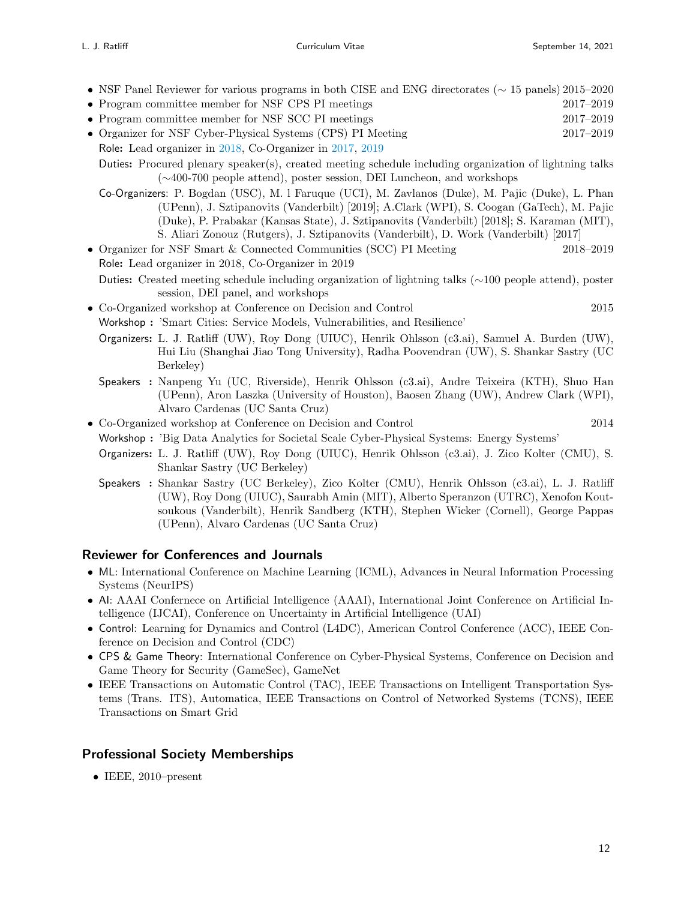- NSF Panel Reviewer for various programs in both CISE and ENG directorates (∼ 15 panels) 2015–2020
- Program committee member for NSF CPS PI meetings 2017–2019
- Program committee member for NSF SCC PI meetings 2017–2019
- Organizer for NSF Cyber-Physical Systems (CPS) PI Meeting 2017–2019

  Role: Lead organizer in 2018, Co-Organizer in 2017, 2019

  Duties: Procured plenary speaker(s), created meeting schedule including organization of lightning talks (∼400-700 people attend), poster session, DEI Luncheon, and workshops

  Co-Organizers: P. Bogdan (USC), M. l Faruque (UCI), M. Zavlanos (Duke), M. Pajic (Duke), L. Phan (UPenn), J. Sztipanovits (Vanderbilt) [2019]; A.Clark (WPI), S. Coogan (GaTech), M. Pajic (Duke), P. Prabakar (Kansas State), J. Sztipanovits (Vanderbilt) [2018]; S. Karaman (MIT), S. Aliari Zonouz (Rutgers), J. Sztipanovits (Vanderbilt), D. Work (Vanderbilt) [2017]
- Organizer for NSF Smart & Connected Communities (SCC) PI Meeting 2018–2019

  Role: Lead organizer in 2018, Co-Organizer in 2019

  Duties: Created meeting schedule including organization of lightning talks (∼100 people attend), poster session, DEI panel, and workshops
- Co-Organized workshop at Conference on Decision and Control 2015

  Workshop : 'Smart Cities: Service Models, Vulnerabilities, and Resilience'

  Organizers: L. J. Ratliff (UW), Roy Dong (UIUC), Henrik Ohlsson (c3.ai), Samuel A. Burden (UW), Hui Liu (Shanghai Jiao Tong University), Radha Poovendran (UW), S. Shankar Sastry (UC Berkeley)

  Speakers : Nanpeng Yu (UC, Riverside), Henrik Ohlsson (c3.ai), Andre Teixeira (KTH), Shuo Han (UPenn), Aron Laszka (University of Houston), Baosen Zhang (UW), Andrew Clark (WPI), Alvaro Cardenas (UC Santa Cruz)
- Co-Organized workshop at Conference on Decision and Control 2014

  Workshop : 'Big Data Analytics for Societal Scale Cyber-Physical Systems: Energy Systems'

  Organizers: L. J. Ratliff (UW), Roy Dong (UIUC), Henrik Ohlsson (c3.ai), J. Zico Kolter (CMU), S. Shankar Sastry (UC Berkeley)

  Speakers : Shankar Sastry (UC Berkeley), Zico Kolter (CMU), Henrik Ohlsson (c3.ai), L. J. Ratliff (UW), Roy Dong (UIUC), Saurabh Amin (MIT), Alberto Speranzon (UTRC), Xenofon Koutsoukous (Vanderbilt), Henrik Sandberg (KTH), Stephen Wicker (Cornell), George Pappas (UPenn), Alvaro Cardenas (UC Santa Cruz)

## Reviewer for Conferences and Journals

- ML: International Conference on Machine Learning (ICML), Advances in Neural Information Processing Systems (NeurIPS)
- AI: AAAI Confernece on Artificial Intelligence (AAAI), International Joint Conference on Artificial Intelligence (IJCAI), Conference on Uncertainty in Artificial Intelligence (UAI)
- Control: Learning for Dynamics and Control (L4DC), American Control Conference (ACC), IEEE Conference on Decision and Control (CDC)
- CPS & Game Theory: International Conference on Cyber-Physical Systems, Conference on Decision and Game Theory for Security (GameSec), GameNet
- IEEE Transactions on Automatic Control (TAC), IEEE Transactions on Intelligent Transportation Systems (Trans. ITS), Automatica, IEEE Transactions on Control of Networked Systems (TCNS), IEEE Transactions on Smart Grid

## Professional Society Memberships

- IEEE, 2010–present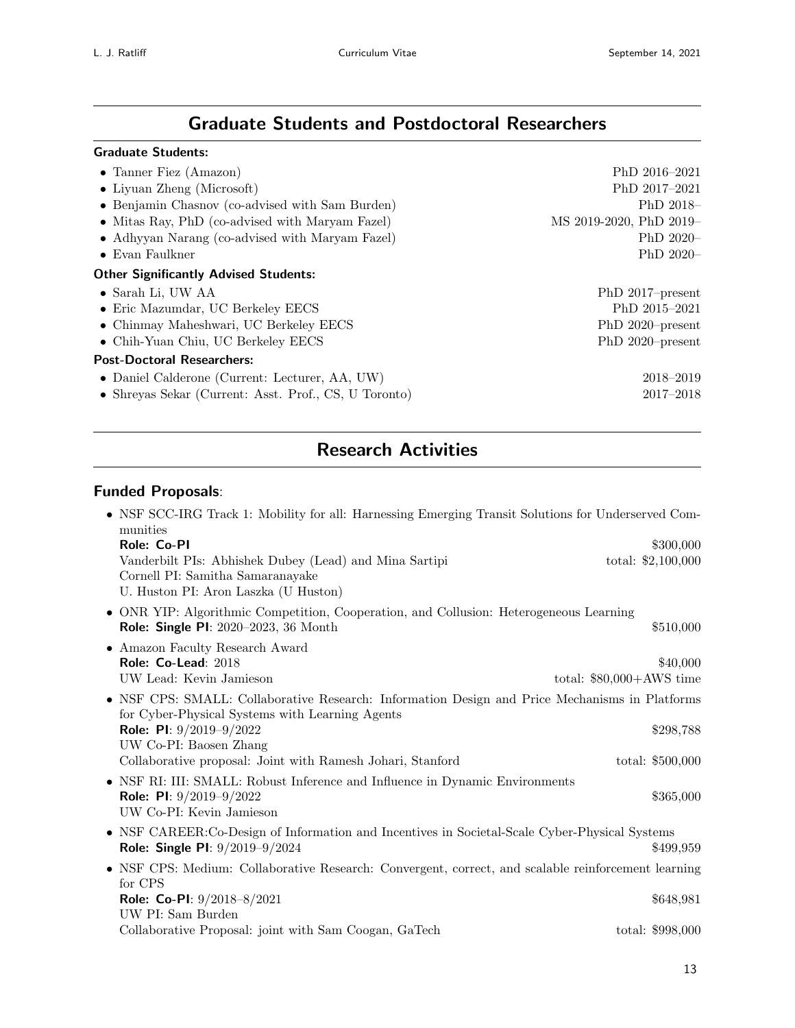## Graduate Students and Postdoctoral Researchers

**Graduate Students:**

- Tanner Fiez (Amazon) — PhD 2016–2021
- Liyuan Zheng (Microsoft) — PhD 2017–2021
- Benjamin Chasnov (co-advised with Sam Burden) — PhD 2018–
- Mitas Ray, PhD (co-advised with Maryam Fazel) — MS 2019-2020, PhD 2019–
- Adhyyan Narang (co-advised with Maryam Fazel) — PhD 2020–
- Evan Faulkner — PhD 2020–

**Other Significantly Advised Students:**

- Sarah Li, UW AA — PhD 2017–present
- Eric Mazumdar, UC Berkeley EECS — PhD 2015–2021
- Chinmay Maheshwari, UC Berkeley EECS — PhD 2020–present
- Chih-Yuan Chiu, UC Berkeley EECS — PhD 2020–present

**Post-Doctoral Researchers:**

- Daniel Calderone (Current: Lecturer, AA, UW) — 2018–2019
- Shreyas Sekar (Current: Asst. Prof., CS, U Toronto) — 2017–2018

## Research Activities

### Funded Proposals:

- NSF SCC-IRG Track 1: Mobility for all: Harnessing Emerging Transit Solutions for Underserved Communities
  **Role: Co-PI** — $300,000
  Vanderbilt PIs: Abhishek Dubey (Lead) and Mina Sartipi — total: $2,100,000
  Cornell PI: Samitha Samaranayake
  U. Huston PI: Aron Laszka (U Huston)
- ONR YIP: Algorithmic Competition, Cooperation, and Collusion: Heterogeneous Learning
  **Role: Single PI**: 2020–2023, 36 Month — $510,000
- Amazon Faculty Research Award
  **Role: Co-Lead**: 2018 — $40,000
  UW Lead: Kevin Jamieson — total: $80,000+AWS time
- NSF CPS: SMALL: Collaborative Research: Information Design and Price Mechanisms in Platforms for Cyber-Physical Systems with Learning Agents
  **Role: PI**: 9/2019–9/2022 — $298,788
  UW Co-PI: Baosen Zhang
  Collaborative proposal: Joint with Ramesh Johari, Stanford — total: $500,000
- NSF RI: III: SMALL: Robust Inference and Influence in Dynamic Environments
  **Role: PI**: 9/2019–9/2022 — $365,000
  UW Co-PI: Kevin Jamieson
- NSF CAREER:Co-Design of Information and Incentives in Societal-Scale Cyber-Physical Systems
  **Role: Single PI**: 9/2019–9/2024 — $499,959
- NSF CPS: Medium: Collaborative Research: Convergent, correct, and scalable reinforcement learning for CPS
  **Role: Co-PI**: 9/2018–8/2021 — $648,981
  UW PI: Sam Burden
  Collaborative Proposal: joint with Sam Coogan, GaTech — total: $998,000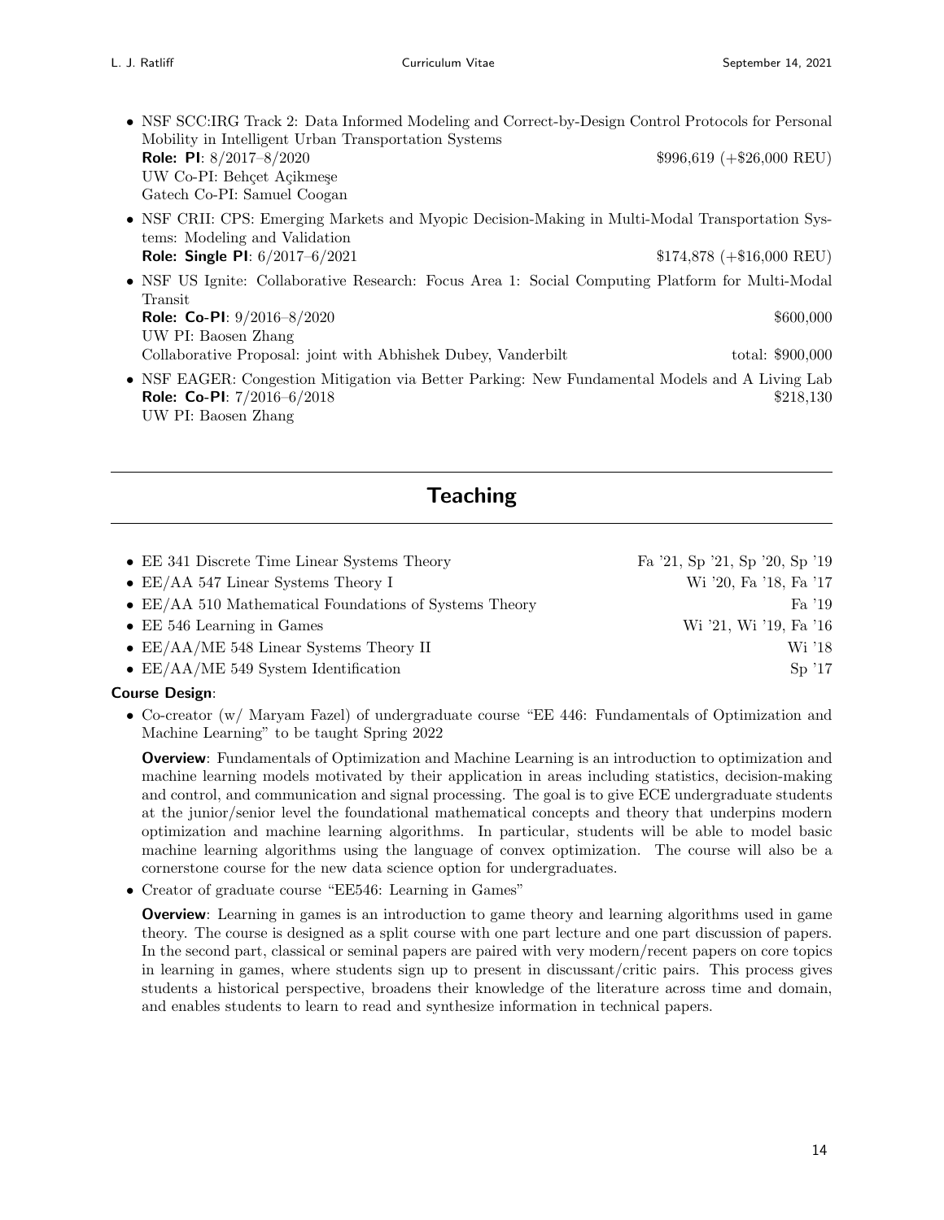- NSF SCC:IRG Track 2: Data Informed Modeling and Correct-by-Design Control Protocols for Personal Mobility in Intelligent Urban Transportation Systems
  **Role: PI**: 8/2017–8/2020 — \$996,619 (+\$26,000 REU)
  UW Co-PI: Behçet Açikmeşe
  Gatech Co-PI: Samuel Coogan
- NSF CRII: CPS: Emerging Markets and Myopic Decision-Making in Multi-Modal Transportation Systems: Modeling and Validation
  **Role: Single PI**: 6/2017–6/2021 — \$174,878 (+\$16,000 REU)
- NSF US Ignite: Collaborative Research: Focus Area 1: Social Computing Platform for Multi-Modal Transit
  **Role: Co-PI**: 9/2016–8/2020 — \$600,000
  UW PI: Baosen Zhang
  Collaborative Proposal: joint with Abhishek Dubey, Vanderbilt — total: \$900,000
- NSF EAGER: Congestion Mitigation via Better Parking: New Fundamental Models and A Living Lab
  **Role: Co-PI**: 7/2016–6/2018 — \$218,130
  UW PI: Baosen Zhang

## Teaching

- EE 341 Discrete Time Linear Systems Theory — Fa '21, Sp '21, Sp '20, Sp '19
- EE/AA 547 Linear Systems Theory I — Wi '20, Fa '18, Fa '17
- EE/AA 510 Mathematical Foundations of Systems Theory — Fa '19
- EE 546 Learning in Games — Wi '21, Wi '19, Fa '16
- EE/AA/ME 548 Linear Systems Theory II — Wi '18
- EE/AA/ME 549 System Identification — Sp '17

**Course Design**:

- Co-creator (w/ Maryam Fazel) of undergraduate course "EE 446: Fundamentals of Optimization and Machine Learning" to be taught Spring 2022

  **Overview**: Fundamentals of Optimization and Machine Learning is an introduction to optimization and machine learning models motivated by their application in areas including statistics, decision-making and control, and communication and signal processing. The goal is to give ECE undergraduate students at the junior/senior level the foundational mathematical concepts and theory that underpins modern optimization and machine learning algorithms. In particular, students will be able to model basic machine learning algorithms using the language of convex optimization. The course will also be a cornerstone course for the new data science option for undergraduates.

- Creator of graduate course "EE546: Learning in Games"

  **Overview**: Learning in games is an introduction to game theory and learning algorithms used in game theory. The course is designed as a split course with one part lecture and one part discussion of papers. In the second part, classical or seminal papers are paired with very modern/recent papers on core topics in learning in games, where students sign up to present in discussant/critic pairs. This process gives students a historical perspective, broadens their knowledge of the literature across time and domain, and enables students to learn to read and synthesize information in technical papers.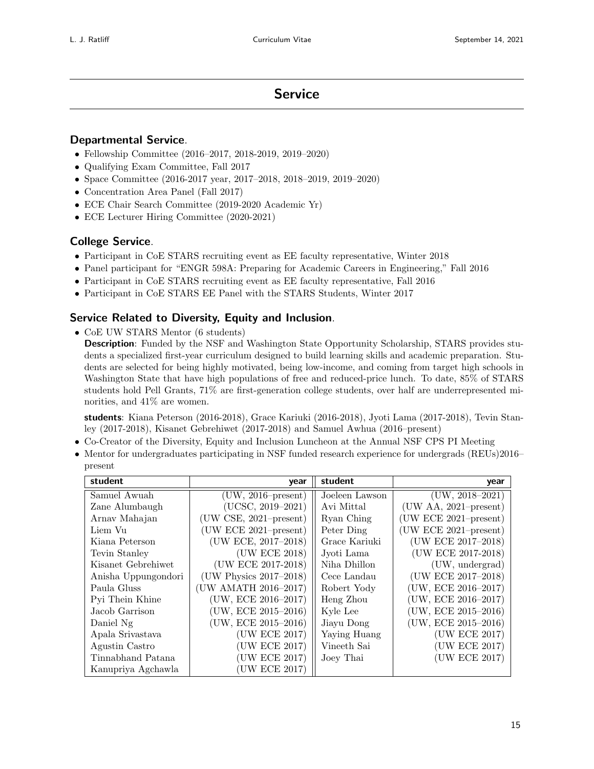# Service

### Departmental Service.

- Fellowship Committee (2016–2017, 2018-2019, 2019–2020)
- Qualifying Exam Committee, Fall 2017
- Space Committee (2016-2017 year, 2017–2018, 2018–2019, 2019–2020)
- Concentration Area Panel (Fall 2017)
- ECE Chair Search Committee (2019-2020 Academic Yr)
- ECE Lecturer Hiring Committee (2020-2021)

### College Service.

- Participant in CoE STARS recruiting event as EE faculty representative, Winter 2018
- Panel participant for "ENGR 598A: Preparing for Academic Careers in Engineering," Fall 2016
- Participant in CoE STARS recruiting event as EE faculty representative, Fall 2016
- Participant in CoE STARS EE Panel with the STARS Students, Winter 2017

### Service Related to Diversity, Equity and Inclusion.

- CoE UW STARS Mentor (6 students)
  **Description**: Funded by the NSF and Washington State Opportunity Scholarship, STARS provides students a specialized first-year curriculum designed to build learning skills and academic preparation. Students are selected for being highly motivated, being low-income, and coming from target high schools in Washington State that have high populations of free and reduced-price lunch. To date, 85% of STARS students hold Pell Grants, 71% are first-generation college students, over half are underrepresented minorities, and 41% are women.

  **students**: Kiana Peterson (2016-2018), Grace Kariuki (2016-2018), Jyoti Lama (2017-2018), Tevin Stanley (2017-2018), Kisanet Gebrehiwet (2017-2018) and Samuel Awhua (2016–present)
- Co-Creator of the Diversity, Equity and Inclusion Luncheon at the Annual NSF CPS PI Meeting
- Mentor for undergraduates participating in NSF funded research experience for undergrads (REUs)2016–present

| student | year | student | year |
|---|---|---|---|
| Samuel Awuah | (UW, 2016–present) | Joeleen Lawson | (UW, 2018–2021) |
| Zane Alumbaugh | (UCSC, 2019–2021) | Avi Mittal | (UW AA, 2021–present) |
| Arnav Mahajan | (UW CSE, 2021–present) | Ryan Ching | (UW ECE 2021–present) |
| Liem Vu | (UW ECE 2021–present) | Peter Ding | (UW ECE 2021–present) |
| Kiana Peterson | (UW ECE, 2017–2018) | Grace Kariuki | (UW ECE 2017–2018) |
| Tevin Stanley | (UW ECE 2018) | Jyoti Lama | (UW ECE 2017-2018) |
| Kisanet Gebrehiwet | (UW ECE 2017-2018) | Niha Dhillon | (UW, undergrad) |
| Anisha Uppungondori | (UW Physics 2017–2018) | Cece Landau | (UW ECE 2017–2018) |
| Paula Gluss | (UW AMATH 2016–2017) | Robert Yody | (UW, ECE 2016–2017) |
| Pyi Thein Khine | (UW, ECE 2016–2017) | Heng Zhou | (UW, ECE 2016–2017) |
| Jacob Garrison | (UW, ECE 2015–2016) | Kyle Lee | (UW, ECE 2015–2016) |
| Daniel Ng | (UW, ECE 2015–2016) | Jiayu Dong | (UW, ECE 2015–2016) |
| Apala Srivastava | (UW ECE 2017) | Yaying Huang | (UW ECE 2017) |
| Agustin Castro | (UW ECE 2017) | Vineeth Sai | (UW ECE 2017) |
| Tinnabhand Patana | (UW ECE 2017) | Joey Thai | (UW ECE 2017) |
| Kanupriya Agchawla | (UW ECE 2017) | | |